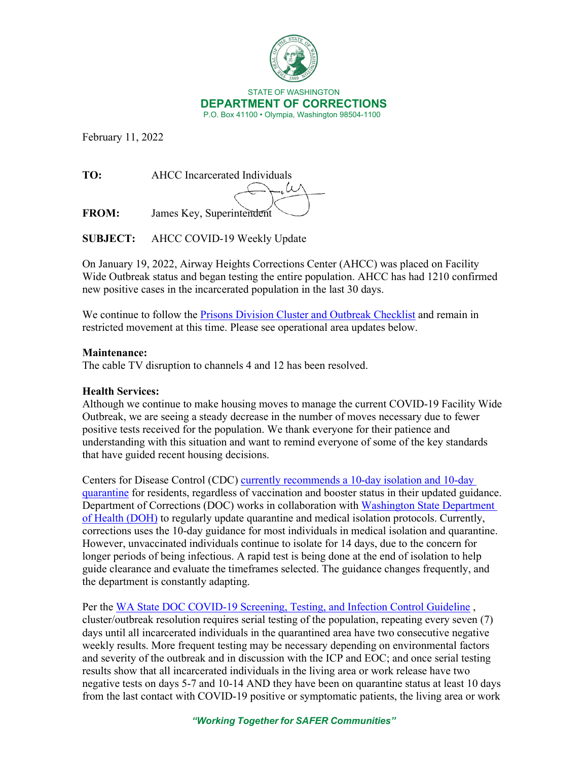STATE OF WASHINGTON

**DEPARTMENT OF CORRECTIONS**

P.O. Box 41100 • Olympia, Washington 98504-1100

February 11, 2022

**TO:** AHCC Incarcerated Individuals

**FROM:** James Key, Superintendent

**SUBJECT:** AHCC COVID-19 Weekly Update

On January 19, 2022, Airway Heights Corrections Center (AHCC) was placed on Facility Wide Outbreak status and began testing the entire population. AHCC has had 1210 confirmed new positive cases in the incarcerated population in the last 30 days.

We continue to follow the Prisons Division Cluster and Outbreak Checklist and remain in restricted movement at this time. Please see operational area updates below.

**Maintenance:**

The cable TV disruption to channels 4 and 12 has been resolved.

**Health Services:**

Although we continue to make housing moves to manage the current COVID-19 Facility Wide Outbreak, we are seeing a steady decrease in the number of moves necessary due to fewer positive tests received for the population. We thank everyone for their patience and understanding with this situation and want to remind everyone of some of the key standards that have guided recent housing decisions.

Centers for Disease Control (CDC) currently recommends a 10-day isolation and 10-day quarantine for residents, regardless of vaccination and booster status in their updated guidance. Department of Corrections (DOC) works in collaboration with Washington State Department of Health (DOH) to regularly update quarantine and medical isolation protocols. Currently, corrections uses the 10-day guidance for most individuals in medical isolation and quarantine. However, unvaccinated individuals continue to isolate for 14 days, due to the concern for longer periods of being infectious. A rapid test is being done at the end of isolation to help guide clearance and evaluate the timeframes selected. The guidance changes frequently, and the department is constantly adapting.

Per the WA State DOC COVID-19 Screening, Testing, and Infection Control Guideline , cluster/outbreak resolution requires serial testing of the population, repeating every seven (7) days until all incarcerated individuals in the quarantined area have two consecutive negative weekly results. More frequent testing may be necessary depending on environmental factors and severity of the outbreak and in discussion with the ICP and EOC; and once serial testing results show that all incarcerated individuals in the living area or work release have two negative tests on days 5-7 and 10-14 AND they have been on quarantine status at least 10 days from the last contact with COVID-19 positive or symptomatic patients, the living area or work

*"Working Together for SAFER Communities"*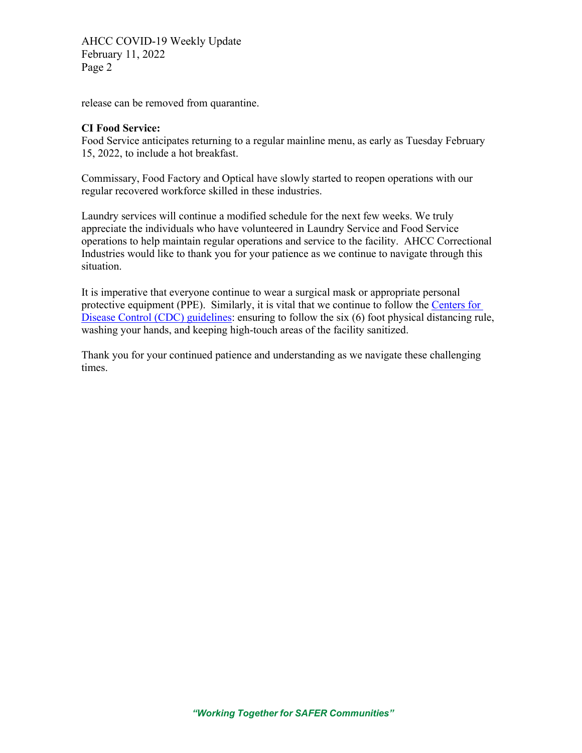release can be removed from quarantine.

**CI Food Service:**
Food Service anticipates returning to a regular mainline menu, as early as Tuesday February 15, 2022, to include a hot breakfast.

Commissary, Food Factory and Optical have slowly started to reopen operations with our regular recovered workforce skilled in these industries.

Laundry services will continue a modified schedule for the next few weeks. We truly appreciate the individuals who have volunteered in Laundry Service and Food Service operations to help maintain regular operations and service to the facility. AHCC Correctional Industries would like to thank you for your patience as we continue to navigate through this situation.

It is imperative that everyone continue to wear a surgical mask or appropriate personal protective equipment (PPE). Similarly, it is vital that we continue to follow the Centers for Disease Control (CDC) guidelines: ensuring to follow the six (6) foot physical distancing rule, washing your hands, and keeping high-touch areas of the facility sanitized.

Thank you for your continued patience and understanding as we navigate these challenging times.

*"Working Together for SAFER Communities"*